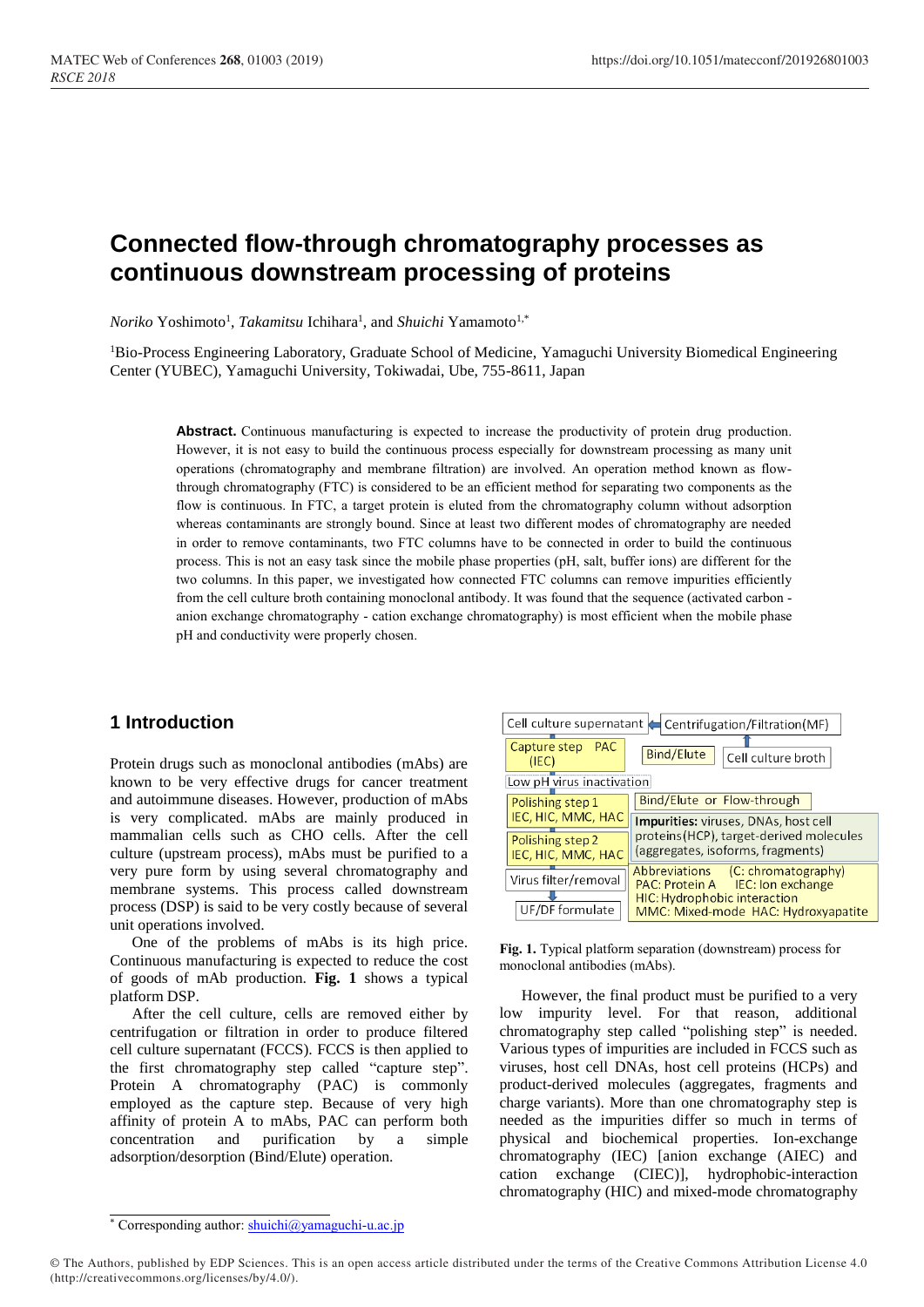# Connected flow-through chromatography processes as continuous downstream processing of proteins

*Noriko* Yoshimoto[1], *Takamitsu* Ichihara[1], and *Shuichi* Yamamoto[1,*]

[1]Bio-Process Engineering Laboratory, Graduate School of Medicine, Yamaguchi University Biomedical Engineering Center (YUBEC), Yamaguchi University, Tokiwadai, Ube, 755-8611, Japan

**Abstract.** Continuous manufacturing is expected to increase the productivity of protein drug production. However, it is not easy to build the continuous process especially for downstream processing as many unit operations (chromatography and membrane filtration) are involved. An operation method known as flow-through chromatography (FTC) is considered to be an efficient method for separating two components as the flow is continuous. In FTC, a target protein is eluted from the chromatography column without adsorption whereas contaminants are strongly bound. Since at least two different modes of chromatography are needed in order to remove contaminants, two FTC columns have to be connected in order to build the continuous process. This is not an easy task since the mobile phase properties (pH, salt, buffer ions) are different for the two columns. In this paper, we investigated how connected FTC columns can remove impurities efficiently from the cell culture broth containing monoclonal antibody. It was found that the sequence (activated carbon - anion exchange chromatography - cation exchange chromatography) is most efficient when the mobile phase pH and conductivity were properly chosen.

## 1 Introduction

Protein drugs such as monoclonal antibodies (mAbs) are known to be very effective drugs for cancer treatment and autoimmune diseases. However, production of mAbs is very complicated. mAbs are mainly produced in mammalian cells such as CHO cells. After the cell culture (upstream process), mAbs must be purified to a very pure form by using several chromatography and membrane systems. This process called downstream process (DSP) is said to be very costly because of several unit operations involved.

One of the problems of mAbs is its high price. Continuous manufacturing is expected to reduce the cost of goods of mAb production. **Fig. 1** shows a typical platform DSP.

After the cell culture, cells are removed either by centrifugation or filtration in order to produce filtered cell culture supernatant (FCCS). FCCS is then applied to the first chromatography step called "capture step". Protein A chromatography (PAC) is commonly employed as the capture step. Because of very high affinity of protein A to mAbs, PAC can perform both concentration and purification by a simple adsorption/desorption (Bind/Elute) operation.

Cell culture supernatant
Centrifugation/Filtration(MF)
Capture step PAC (IEC)
Bind/Elute
Cell culture broth
Low pH virus inactivation
Polishing step 1 IEC, HIC, MMC, HAC
Bind/Elute or Flow-through
Impurities: viruses, DNAs, host cell proteins(HCP), target-derived molecules (aggregates, isoforms, fragments)
Polishing step 2 IEC, HIC, MMC, HAC
Virus filter/removal
UF/DF formulate
Abbreviations (C: chromatography)
PAC: Protein A IEC: Ion exchange
HIC: Hydrophobic interaction
MMC: Mixed-mode HAC: Hydroxyapatite

**Fig. 1.** Typical platform separation (downstream) process for monoclonal antibodies (mAbs).

However, the final product must be purified to a very low impurity level. For that reason, additional chromatography step called "polishing step" is needed. Various types of impurities are included in FCCS such as viruses, host cell DNAs, host cell proteins (HCPs) and product-derived molecules (aggregates, fragments and charge variants). More than one chromatography step is needed as the impurities differ so much in terms of physical and biochemical properties. Ion-exchange chromatography (IEC) [anion exchange (AIEC) and cation exchange (CIEC)], hydrophobic-interaction chromatography (HIC) and mixed-mode chromatography

* Corresponding author: shuichi@yamaguchi-u.ac.jp

© The Authors, published by EDP Sciences. This is an open access article distributed under the terms of the Creative Commons Attribution License 4.0 (http://creativecommons.org/licenses/by/4.0/).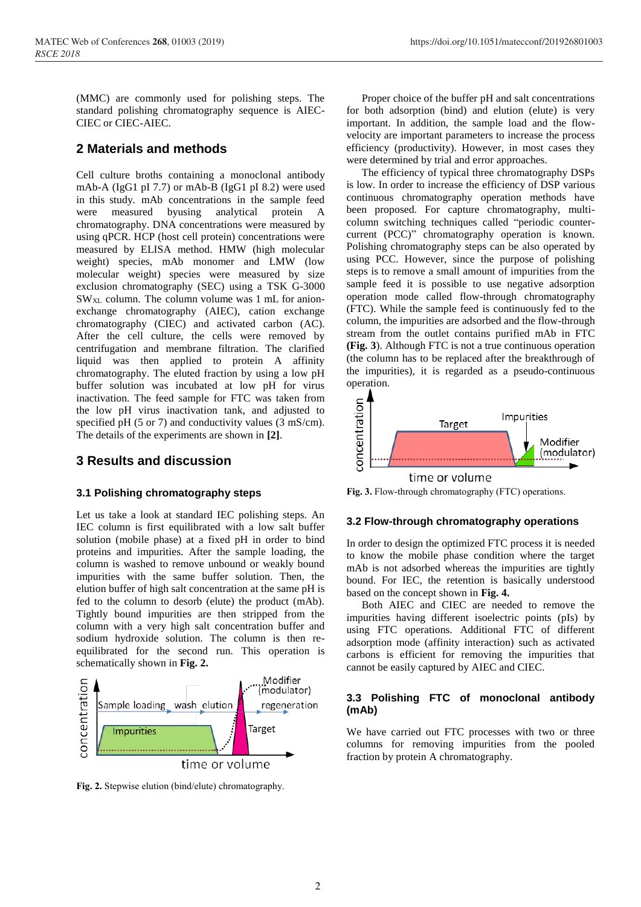(MMC) are commonly used for polishing steps. The standard polishing chromatography sequence is AIEC-CIEC or CIEC-AIEC.

## 2 Materials and methods

Cell culture broths containing a monoclonal antibody mAb-A (IgG1 pI 7.7) or mAb-B (IgG1 pI 8.2) were used in this study. mAb concentrations in the sample feed were measured byusing analytical protein A chromatography. DNA concentrations were measured by using qPCR. HCP (host cell protein) concentrations were measured by ELISA method. HMW (high molecular weight) species, mAb monomer and LMW (low molecular weight) species were measured by size exclusion chromatography (SEC) using a TSK G-3000 $SW_{XL}$ column. The column volume was 1 mL for anion-exchange chromatography (AIEC), cation exchange chromatography (CIEC) and activated carbon (AC). After the cell culture, the cells were removed by centrifugation and membrane filtration. The clarified liquid was then applied to protein A affinity chromatography. The eluted fraction by using a low pH buffer solution was incubated at low pH for virus inactivation. The feed sample for FTC was taken from the low pH virus inactivation tank, and adjusted to specified pH (5 or 7) and conductivity values (3 mS/cm). The details of the experiments are shown in **[2]**.

## 3 Results and discussion

### 3.1 Polishing chromatography steps

Let us take a look at standard IEC polishing steps. An IEC column is first equilibrated with a low salt buffer solution (mobile phase) at a fixed pH in order to bind proteins and impurities. After the sample loading, the column is washed to remove unbound or weakly bound impurities with the same buffer solution. Then, the elution buffer of high salt concentration at the same pH is fed to the column to desorb (elute) the product (mAb). Tightly bound impurities are then stripped from the column with a very high salt concentration buffer and sodium hydroxide solution. The column is then re-equilibrated for the second run. This operation is schematically shown in **Fig. 2.**

**Fig. 2.** Stepwise elution (bind/elute) chromatography.

Proper choice of the buffer pH and salt concentrations for both adsorption (bind) and elution (elute) is very important. In addition, the sample load and the flow-velocity are important parameters to increase the process efficiency (productivity). However, in most cases they were determined by trial and error approaches.

The efficiency of typical three chromatography DSPs is low. In order to increase the efficiency of DSP various continuous chromatography operation methods have been proposed. For capture chromatography, multi-column switching techniques called "periodic counter-current (PCC)" chromatography operation is known. Polishing chromatography steps can be also operated by using PCC. However, since the purpose of polishing steps is to remove a small amount of impurities from the sample feed it is possible to use negative adsorption operation mode called flow-through chromatography (FTC). While the sample feed is continuously fed to the column, the impurities are adsorbed and the flow-through stream from the outlet contains purified mAb in FTC **(Fig. 3**). Although FTC is not a true continuous operation (the column has to be replaced after the breakthrough of the impurities), it is regarded as a pseudo-continuous operation.

**Fig. 3.** Flow-through chromatography (FTC) operations.

### 3.2 Flow-through chromatography operations

In order to design the optimized FTC process it is needed to know the mobile phase condition where the target mAb is not adsorbed whereas the impurities are tightly bound. For IEC, the retention is basically understood based on the concept shown in **Fig. 4.**

Both AIEC and CIEC are needed to remove the impurities having different isoelectric points (pIs) by using FTC operations. Additional FTC of different adsorption mode (affinity interaction) such as activated carbons is efficient for removing the impurities that cannot be easily captured by AIEC and CIEC.

### 3.3 Polishing FTC of monoclonal antibody (mAb)

We have carried out FTC processes with two or three columns for removing impurities from the pooled fraction by protein A chromatography.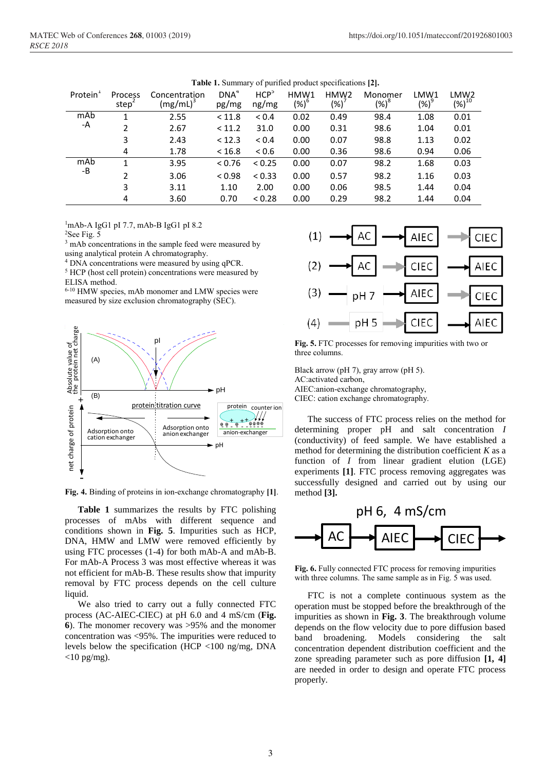**Table 1.** Summary of purified product specifications [2].

| Protein[1] | Process step[2] | Concentration (mg/mL)[3] | DNA[4] pg/mg | HCP[5] ng/mg | HMW1 (%)[6] | HMW2 (%)[7] | Monomer (%)[8] | LMW1 (%)[9] | LMW2 (%)[10] |
|---|---|---|---|---|---|---|---|---|---|
| mAb -A | 1 | 2.55 | < 11.8 | < 0.4 | 0.02 | 0.49 | 98.4 | 1.08 | 0.01 |
| | 2 | 2.67 | < 11.2 | 31.0 | 0.00 | 0.31 | 98.6 | 1.04 | 0.01 |
| | 3 | 2.43 | < 12.3 | < 0.4 | 0.00 | 0.07 | 98.8 | 1.13 | 0.02 |
| | 4 | 1.78 | < 16.8 | < 0.6 | 0.00 | 0.36 | 98.6 | 0.94 | 0.06 |
| mAb -B | 1 | 3.95 | < 0.76 | < 0.25 | 0.00 | 0.07 | 98.2 | 1.68 | 0.03 |
| | 2 | 3.06 | < 0.98 | < 0.33 | 0.00 | 0.57 | 98.2 | 1.16 | 0.03 |
| | 3 | 3.11 | 1.10 | 2.00 | 0.00 | 0.06 | 98.5 | 1.44 | 0.04 |
| | 4 | 3.60 | 0.70 | < 0.28 | 0.00 | 0.29 | 98.2 | 1.44 | 0.04 |

[1]mAb-A IgG1 pI 7.7, mAb-B IgG1 pI 8.2
[2]See Fig. 5
[3] mAb concentrations in the sample feed were measured by using analytical protein A chromatography.
[4] DNA concentrations were measured by using qPCR.
[5] HCP (host cell protein) concentrations were measured by ELISA method.
[6-10] HMW species, mAb monomer and LMW species were measured by size exclusion chromatography (SEC).

**Fig. 4.** Binding of proteins in ion-exchange chromatography [1].

**Table 1** summarizes the results by FTC polishing processes of mAbs with different sequence and conditions shown in **Fig. 5**. Impurities such as HCP, DNA, HMW and LMW were removed efficiently by using FTC processes (1-4) for both mAb-A and mAb-B. For mAb-A Process 3 was most effective whereas it was not efficient for mAb-B. These results show that impurity removal by FTC process depends on the cell culture liquid.

We also tried to carry out a fully connected FTC process (AC-AIEC-CIEC) at pH 6.0 and 4 mS/cm (**Fig. 6**). The monomer recovery was >95% and the monomer concentration was <95%. The impurities were reduced to levels below the specification (HCP <100 ng/mg, DNA <10 pg/mg).

**Fig. 5.** FTC processes for removing impurities with two or three columns.

Black arrow (pH 7), gray arrow (pH 5).
AC:activated carbon,
AIEC:anion-exchange chromatography,
CIEC: cation exchange chromatography.

The success of FTC process relies on the method for determining proper pH and salt concentration $I$ (conductivity) of feed sample. We have established a method for determining the distribution coefficient $K$ as a function of $I$ from linear gradient elution (LGE) experiments **[1]**. FTC process removing aggregates was successfully designed and carried out by using our method **[3].**

**Fig. 6.** Fully connected FTC process for removing impurities with three columns. The same sample as in Fig. 5 was used.

FTC is not a complete continuous system as the operation must be stopped before the breakthrough of the impurities as shown in **Fig. 3**. The breakthrough volume depends on the flow velocity due to pore diffusion based band broadening. Models considering the salt concentration dependent distribution coefficient and the zone spreading parameter such as pore diffusion **[1, 4]** are needed in order to design and operate FTC process properly.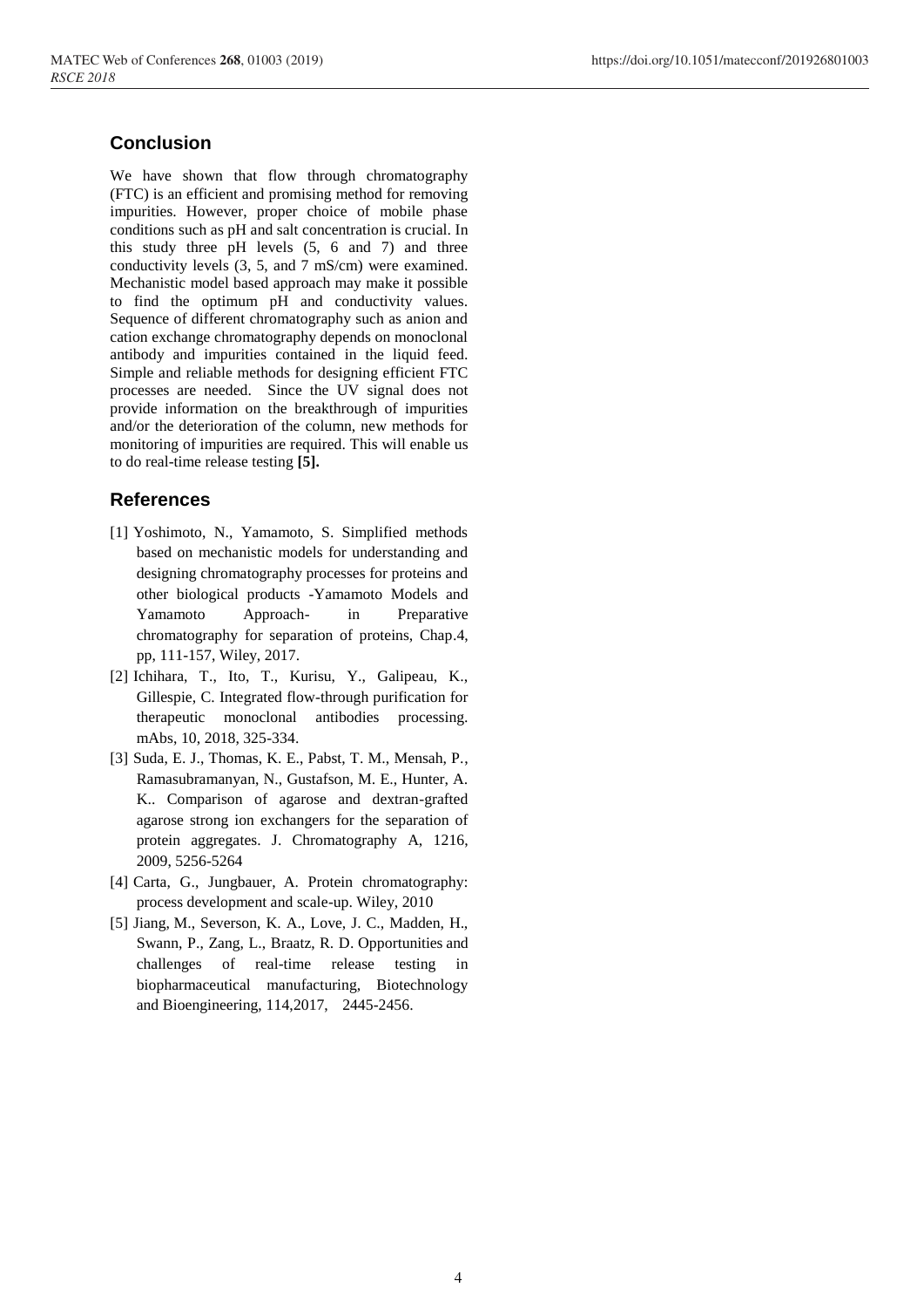## Conclusion

We have shown that flow through chromatography (FTC) is an efficient and promising method for removing impurities. However, proper choice of mobile phase conditions such as pH and salt concentration is crucial. In this study three pH levels (5, 6 and 7) and three conductivity levels (3, 5, and 7 mS/cm) were examined. Mechanistic model based approach may make it possible to find the optimum pH and conductivity values. Sequence of different chromatography such as anion and cation exchange chromatography depends on monoclonal antibody and impurities contained in the liquid feed. Simple and reliable methods for designing efficient FTC processes are needed. Since the UV signal does not provide information on the breakthrough of impurities and/or the deterioration of the column, new methods for monitoring of impurities are required. This will enable us to do real-time release testing **[5].**

## References

[1] Yoshimoto, N., Yamamoto, S. Simplified methods based on mechanistic models for understanding and designing chromatography processes for proteins and other biological products -Yamamoto Models and Yamamoto Approach- in Preparative chromatography for separation of proteins, Chap.4, pp, 111-157, Wiley, 2017.

[2] Ichihara, T., Ito, T., Kurisu, Y., Galipeau, K., Gillespie, C. Integrated flow-through purification for therapeutic monoclonal antibodies processing. mAbs, 10, 2018, 325-334.

[3] Suda, E. J., Thomas, K. E., Pabst, T. M., Mensah, P., Ramasubramanyan, N., Gustafson, M. E., Hunter, A. K.. Comparison of agarose and dextran-grafted agarose strong ion exchangers for the separation of protein aggregates. J. Chromatography A, 1216, 2009, 5256-5264

[4] Carta, G., Jungbauer, A. Protein chromatography: process development and scale-up. Wiley, 2010

[5] Jiang, M., Severson, K. A., Love, J. C., Madden, H., Swann, P., Zang, L., Braatz, R. D. Opportunities and challenges of real-time release testing in biopharmaceutical manufacturing, Biotechnology and Bioengineering, 114,2017, 2445-2456.